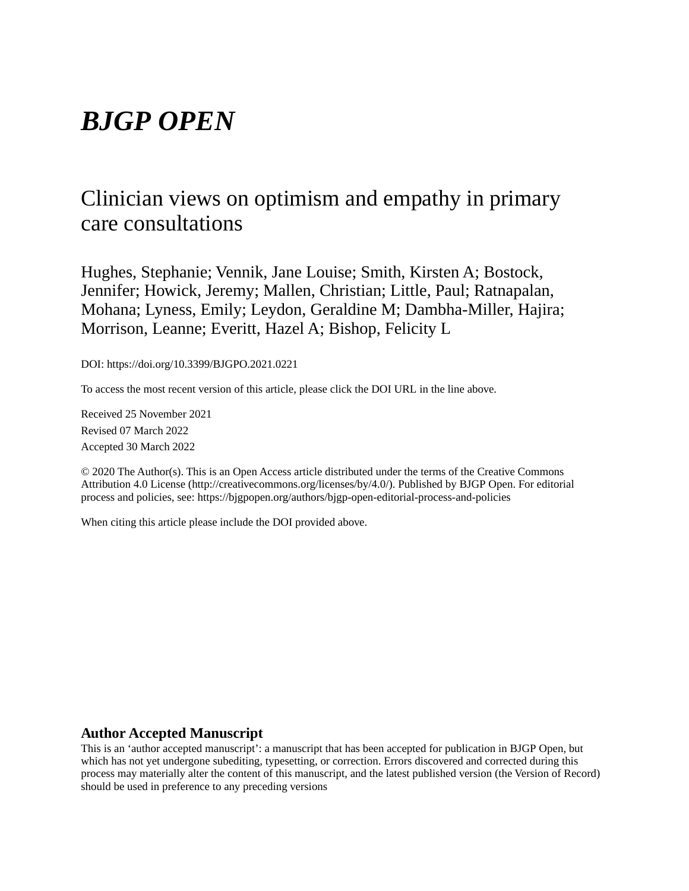# *BJGP OPEN*

## Clinician views on optimism and empathy in primary care consultations

Hughes, Stephanie; Vennik, Jane Louise; Smith, Kirsten A; Bostock, Jennifer; Howick, Jeremy; Mallen, Christian; Little, Paul; Ratnapalan, Mohana; Lyness, Emily; Leydon, Geraldine M; Dambha-Miller, Hajira; Morrison, Leanne; Everitt, Hazel A; Bishop, Felicity L

DOI: https://doi.org/10.3399/BJGPO.2021.0221

To access the most recent version of this article, please click the DOI URL in the line above.

Received 25 November 2021

Revised 07 March 2022

Accepted 30 March 2022

© 2020 The Author(s). This is an Open Access article distributed under the terms of the Creative Commons Attribution 4.0 License (http://creativecommons.org/licenses/by/4.0/). Published by BJGP Open. For editorial process and policies, see: https://bjgpopen.org/authors/bjgp-open-editorial-process-and-policies

When citing this article please include the DOI provided above.

### Author Accepted Manuscript

This is an 'author accepted manuscript': a manuscript that has been accepted for publication in BJGP Open, but which has not yet undergone subediting, typesetting, or correction. Errors discovered and corrected during this process may materially alter the content of this manuscript, and the latest published version (the Version of Record) should be used in preference to any preceding versions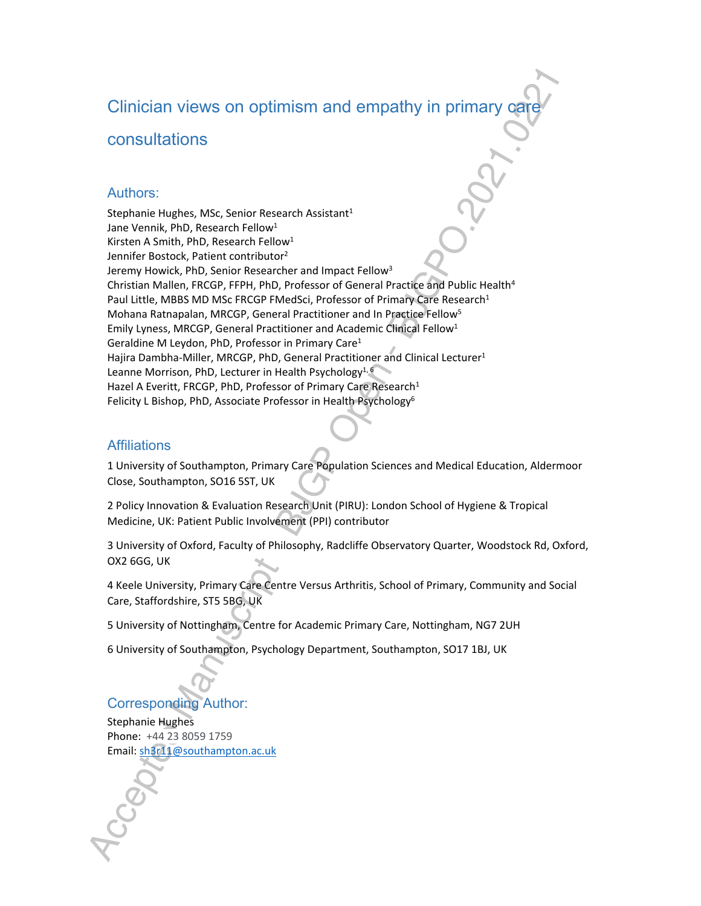# Clinician views on optimism and empathy in primary care consultations

## Authors:

Stephanie Hughes, MSc, Senior Research Assistant[1]
Jane Vennik, PhD, Research Fellow[1]
Kirsten A Smith, PhD, Research Fellow[1]
Jennifer Bostock, Patient contributor[2]
Jeremy Howick, PhD, Senior Researcher and Impact Fellow[3]
Christian Mallen, FRCGP, FFPH, PhD, Professor of General Practice and Public Health[4]
Paul Little, MBBS MD MSc FRCGP FMedSci, Professor of Primary Care Research[1]
Mohana Ratnapalan, MRCGP, General Practitioner and In Practice Fellow[5]
Emily Lyness, MRCGP, General Practitioner and Academic Clinical Fellow[1]
Geraldine M Leydon, PhD, Professor in Primary Care[1]
Hajira Dambha-Miller, MRCGP, PhD, General Practitioner and Clinical Lecturer[1]
Leanne Morrison, PhD, Lecturer in Health Psychology[1, 6]
Hazel A Everitt, FRCGP, PhD, Professor of Primary Care Research[1]
Felicity L Bishop, PhD, Associate Professor in Health Psychology[6]

## Affiliations

1 University of Southampton, Primary Care Population Sciences and Medical Education, Aldermoor Close, Southampton, SO16 5ST, UK

2 Policy Innovation & Evaluation Research Unit (PIRU): London School of Hygiene & Tropical Medicine, UK: Patient Public Involvement (PPI) contributor

3 University of Oxford, Faculty of Philosophy, Radcliffe Observatory Quarter, Woodstock Rd, Oxford, OX2 6GG, UK

4 Keele University, Primary Care Centre Versus Arthritis, School of Primary, Community and Social Care, Staffordshire, ST5 5BG, UK

5 University of Nottingham, Centre for Academic Primary Care, Nottingham, NG7 2UH

6 University of Southampton, Psychology Department, Southampton, SO17 1BJ, UK

## Corresponding Author:

Stephanie Hughes
Phone: +44 23 8059 1759
Email: sh3r11@southampton.ac.uk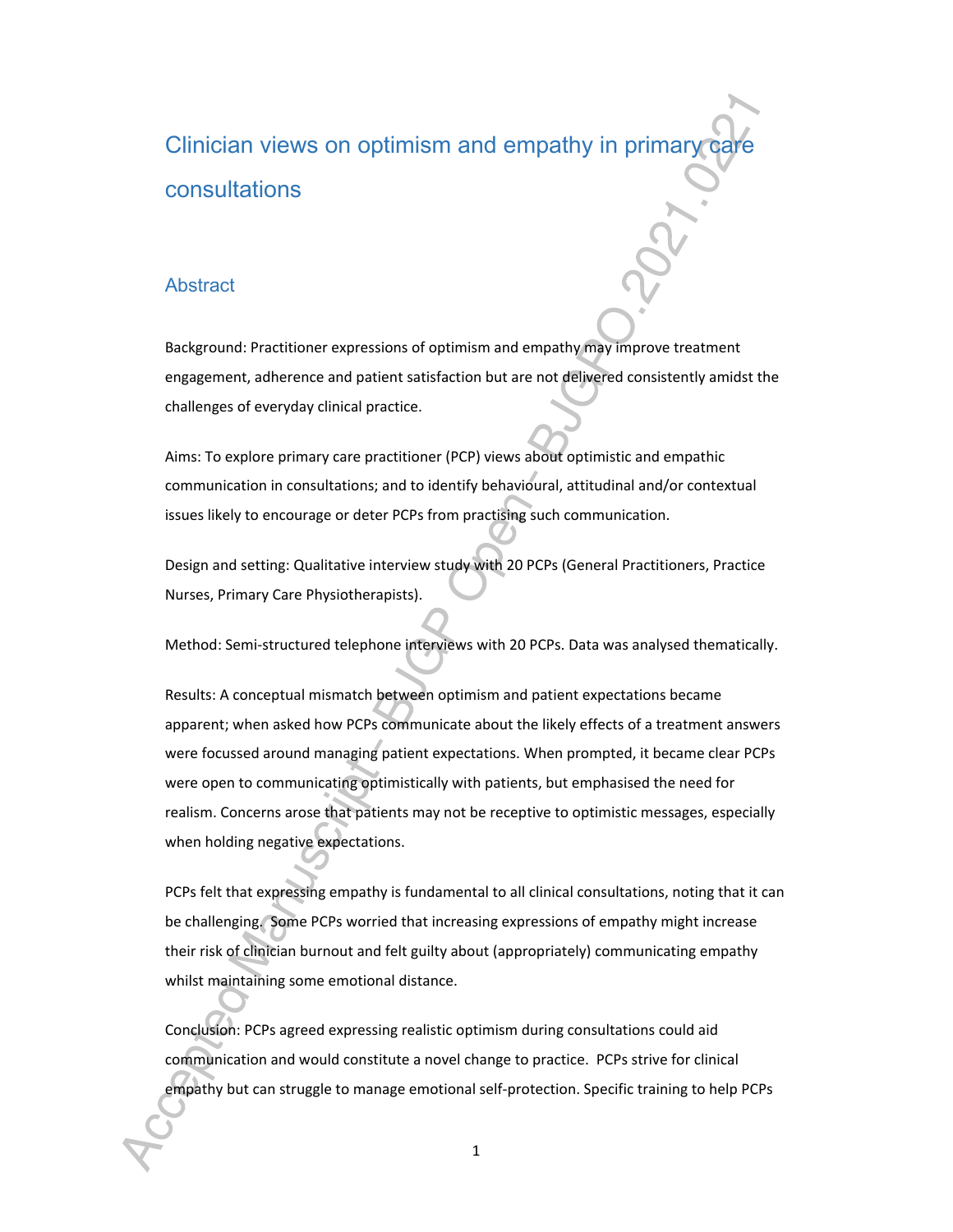# Clinician views on optimism and empathy in primary care consultations

## Abstract

Background: Practitioner expressions of optimism and empathy may improve treatment engagement, adherence and patient satisfaction but are not delivered consistently amidst the challenges of everyday clinical practice.

Aims: To explore primary care practitioner (PCP) views about optimistic and empathic communication in consultations; and to identify behavioural, attitudinal and/or contextual issues likely to encourage or deter PCPs from practising such communication.

Design and setting: Qualitative interview study with 20 PCPs (General Practitioners, Practice Nurses, Primary Care Physiotherapists).

Method: Semi-structured telephone interviews with 20 PCPs. Data was analysed thematically.

Results: A conceptual mismatch between optimism and patient expectations became apparent; when asked how PCPs communicate about the likely effects of a treatment answers were focussed around managing patient expectations. When prompted, it became clear PCPs were open to communicating optimistically with patients, but emphasised the need for realism. Concerns arose that patients may not be receptive to optimistic messages, especially when holding negative expectations.

PCPs felt that expressing empathy is fundamental to all clinical consultations, noting that it can be challenging. Some PCPs worried that increasing expressions of empathy might increase their risk of clinician burnout and felt guilty about (appropriately) communicating empathy whilst maintaining some emotional distance.

Conclusion: PCPs agreed expressing realistic optimism during consultations could aid communication and would constitute a novel change to practice. PCPs strive for clinical empathy but can struggle to manage emotional self-protection. Specific training to help PCPs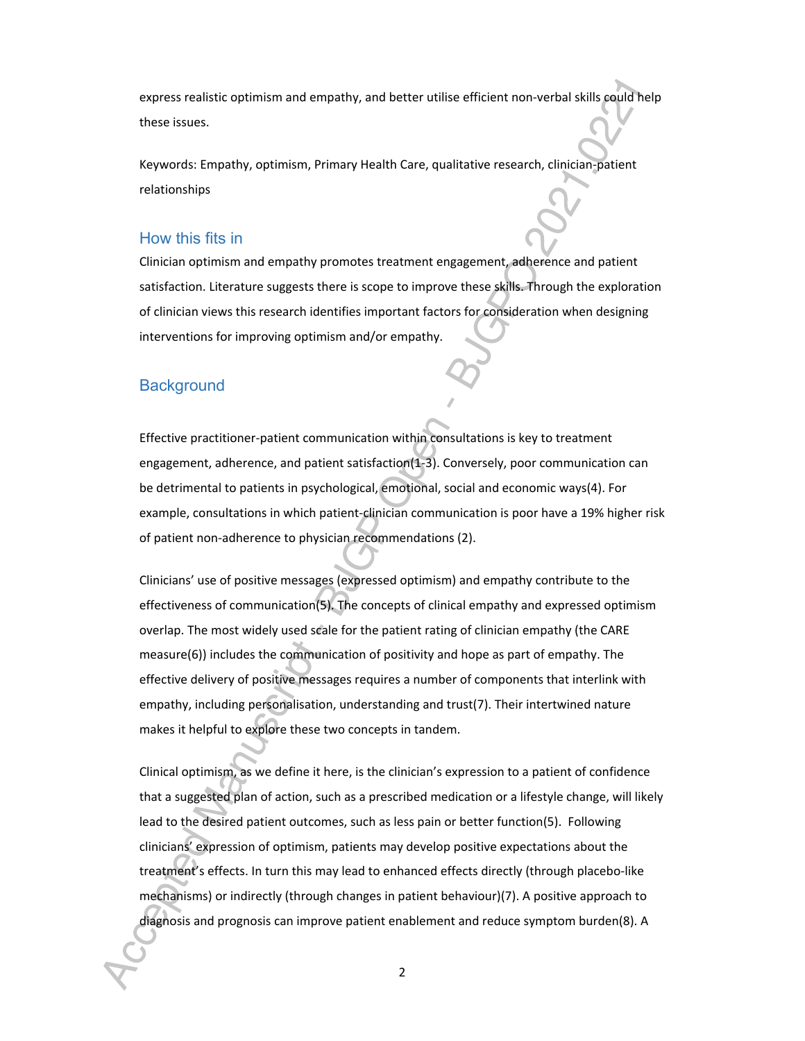express realistic optimism and empathy, and better utilise efficient non-verbal skills could help these issues.

Keywords: Empathy, optimism, Primary Health Care, qualitative research, clinician-patient relationships

## How this fits in

Clinician optimism and empathy promotes treatment engagement, adherence and patient satisfaction. Literature suggests there is scope to improve these skills. Through the exploration of clinician views this research identifies important factors for consideration when designing interventions for improving optimism and/or empathy.

## Background

Effective practitioner-patient communication within consultations is key to treatment engagement, adherence, and patient satisfaction(1-3). Conversely, poor communication can be detrimental to patients in psychological, emotional, social and economic ways(4). For example, consultations in which patient-clinician communication is poor have a 19% higher risk of patient non-adherence to physician recommendations (2).

Clinicians' use of positive messages (expressed optimism) and empathy contribute to the effectiveness of communication(5). The concepts of clinical empathy and expressed optimism overlap. The most widely used scale for the patient rating of clinician empathy (the CARE measure(6)) includes the communication of positivity and hope as part of empathy. The effective delivery of positive messages requires a number of components that interlink with empathy, including personalisation, understanding and trust(7). Their intertwined nature makes it helpful to explore these two concepts in tandem.

Clinical optimism, as we define it here, is the clinician's expression to a patient of confidence that a suggested plan of action, such as a prescribed medication or a lifestyle change, will likely lead to the desired patient outcomes, such as less pain or better function(5). Following clinicians' expression of optimism, patients may develop positive expectations about the treatment's effects. In turn this may lead to enhanced effects directly (through placebo-like mechanisms) or indirectly (through changes in patient behaviour)(7). A positive approach to diagnosis and prognosis can improve patient enablement and reduce symptom burden(8). A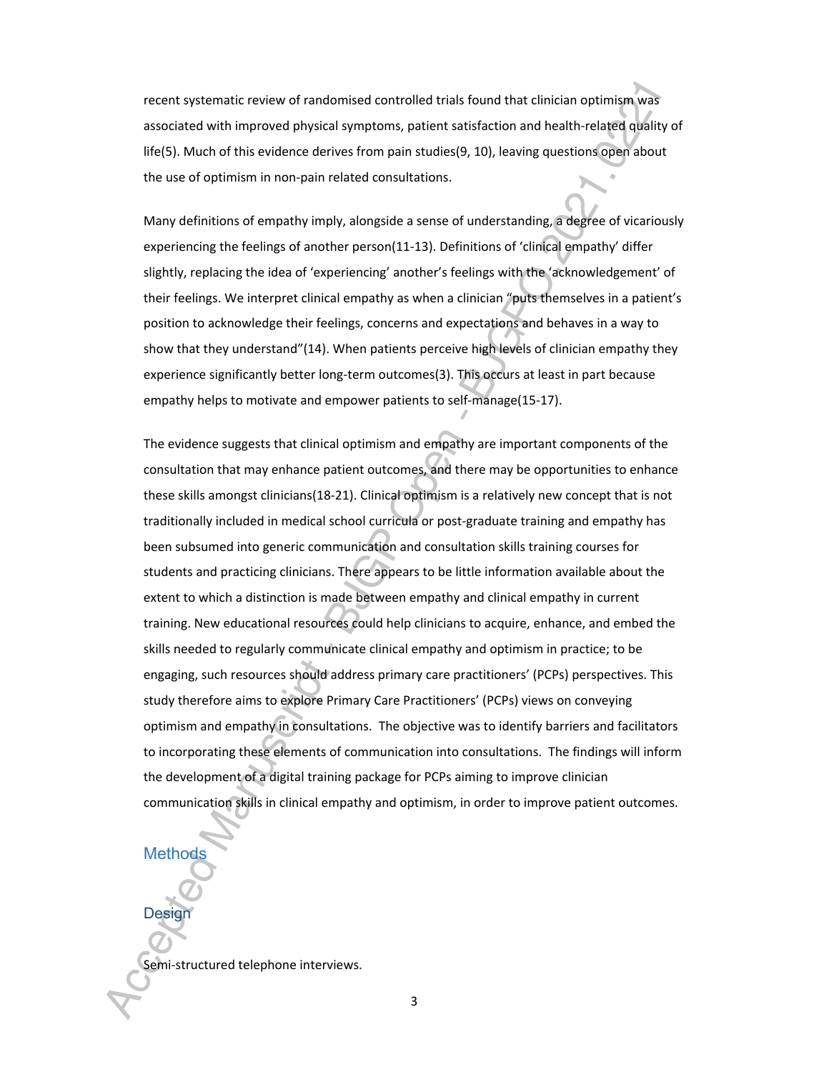recent systematic review of randomised controlled trials found that clinician optimism was associated with improved physical symptoms, patient satisfaction and health-related quality of life(5). Much of this evidence derives from pain studies(9, 10), leaving questions open about the use of optimism in non-pain related consultations.

Many definitions of empathy imply, alongside a sense of understanding, a degree of vicariously experiencing the feelings of another person(11-13). Definitions of 'clinical empathy' differ slightly, replacing the idea of 'experiencing' another's feelings with the 'acknowledgement' of their feelings. We interpret clinical empathy as when a clinician "puts themselves in a patient's position to acknowledge their feelings, concerns and expectations and behaves in a way to show that they understand"(14). When patients perceive high levels of clinician empathy they experience significantly better long-term outcomes(3). This occurs at least in part because empathy helps to motivate and empower patients to self-manage(15-17).

The evidence suggests that clinical optimism and empathy are important components of the consultation that may enhance patient outcomes, and there may be opportunities to enhance these skills amongst clinicians(18-21). Clinical optimism is a relatively new concept that is not traditionally included in medical school curricula or post-graduate training and empathy has been subsumed into generic communication and consultation skills training courses for students and practicing clinicians. There appears to be little information available about the extent to which a distinction is made between empathy and clinical empathy in current training. New educational resources could help clinicians to acquire, enhance, and embed the skills needed to regularly communicate clinical empathy and optimism in practice; to be engaging, such resources should address primary care practitioners' (PCPs) perspectives. This study therefore aims to explore Primary Care Practitioners' (PCPs) views on conveying optimism and empathy in consultations. The objective was to identify barriers and facilitators to incorporating these elements of communication into consultations. The findings will inform the development of a digital training package for PCPs aiming to improve clinician communication skills in clinical empathy and optimism, in order to improve patient outcomes.

## Methods

### Design

Semi-structured telephone interviews.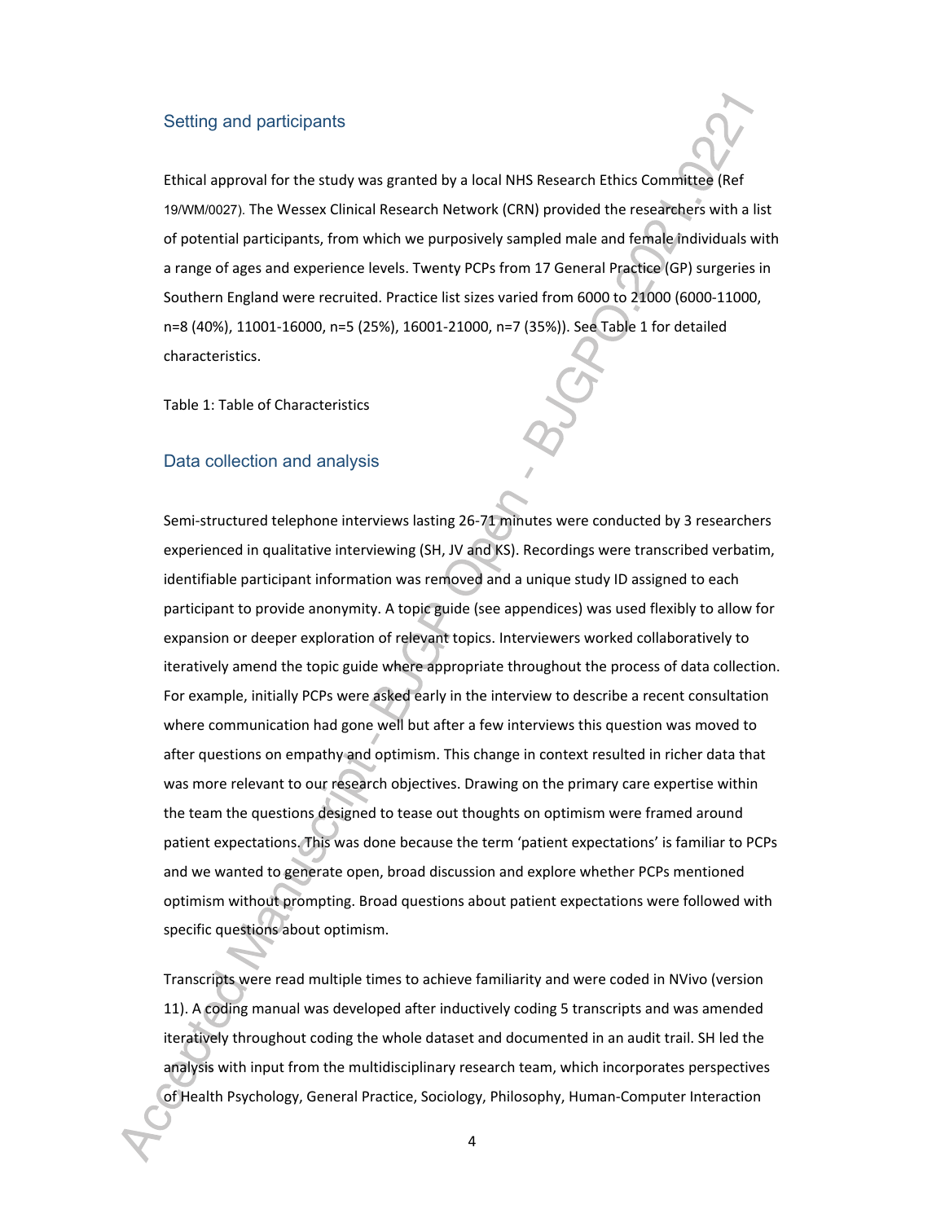## Setting and participants

Ethical approval for the study was granted by a local NHS Research Ethics Committee (Ref 19/WM/0027). The Wessex Clinical Research Network (CRN) provided the researchers with a list of potential participants, from which we purposively sampled male and female individuals with a range of ages and experience levels. Twenty PCPs from 17 General Practice (GP) surgeries in Southern England were recruited. Practice list sizes varied from 6000 to 21000 (6000-11000, n=8 (40%), 11001-16000, n=5 (25%), 16001-21000, n=7 (35%)). See Table 1 for detailed characteristics.

Table 1: Table of Characteristics

## Data collection and analysis

Semi-structured telephone interviews lasting 26-71 minutes were conducted by 3 researchers experienced in qualitative interviewing (SH, JV and KS). Recordings were transcribed verbatim, identifiable participant information was removed and a unique study ID assigned to each participant to provide anonymity. A topic guide (see appendices) was used flexibly to allow for expansion or deeper exploration of relevant topics. Interviewers worked collaboratively to iteratively amend the topic guide where appropriate throughout the process of data collection. For example, initially PCPs were asked early in the interview to describe a recent consultation where communication had gone well but after a few interviews this question was moved to after questions on empathy and optimism. This change in context resulted in richer data that was more relevant to our research objectives. Drawing on the primary care expertise within the team the questions designed to tease out thoughts on optimism were framed around patient expectations. This was done because the term 'patient expectations' is familiar to PCPs and we wanted to generate open, broad discussion and explore whether PCPs mentioned optimism without prompting. Broad questions about patient expectations were followed with specific questions about optimism.

Transcripts were read multiple times to achieve familiarity and were coded in NVivo (version 11). A coding manual was developed after inductively coding 5 transcripts and was amended iteratively throughout coding the whole dataset and documented in an audit trail. SH led the analysis with input from the multidisciplinary research team, which incorporates perspectives of Health Psychology, General Practice, Sociology, Philosophy, Human-Computer Interaction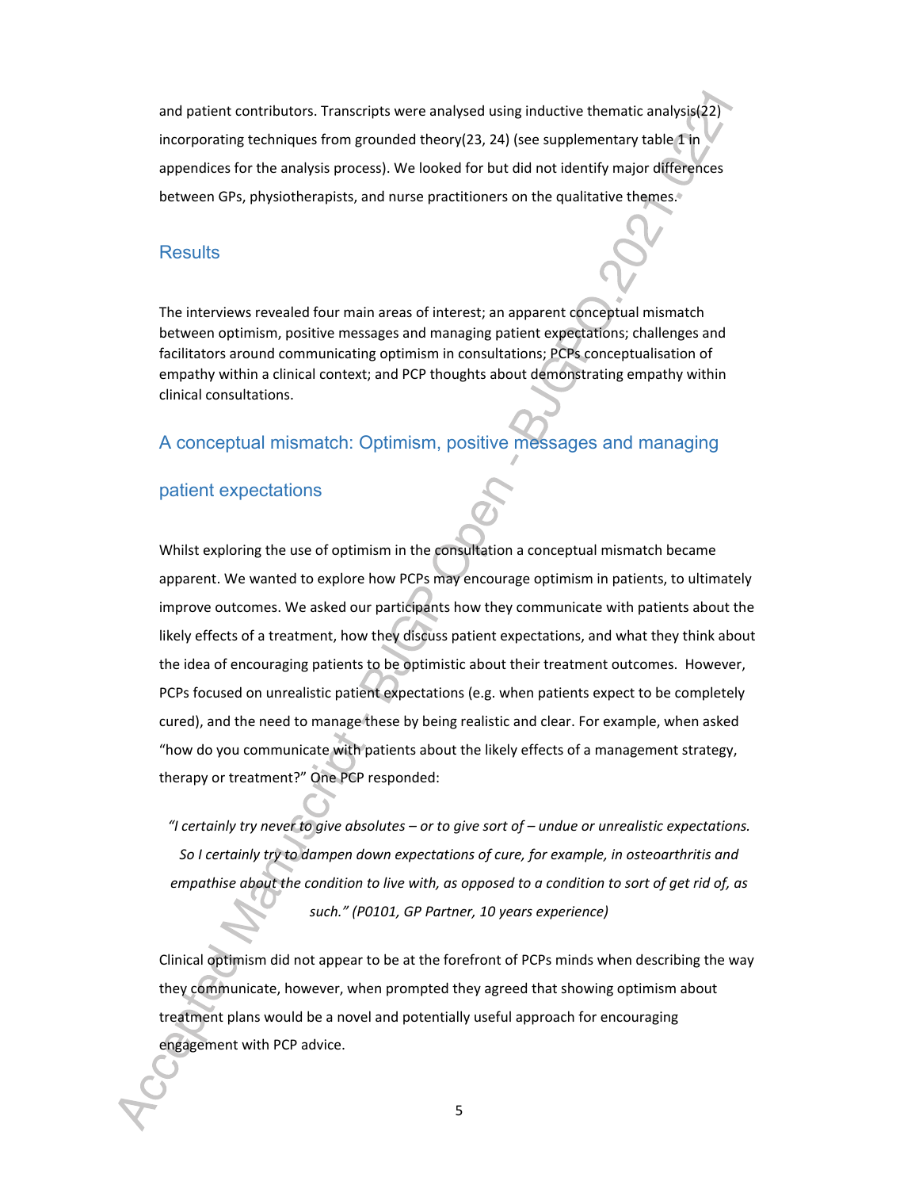and patient contributors. Transcripts were analysed using inductive thematic analysis(22) incorporating techniques from grounded theory(23, 24) (see supplementary table 1 in appendices for the analysis process). We looked for but did not identify major differences between GPs, physiotherapists, and nurse practitioners on the qualitative themes.

## Results

The interviews revealed four main areas of interest; an apparent conceptual mismatch between optimism, positive messages and managing patient expectations; challenges and facilitators around communicating optimism in consultations; PCPs conceptualisation of empathy within a clinical context; and PCP thoughts about demonstrating empathy within clinical consultations.

### A conceptual mismatch: Optimism, positive messages and managing patient expectations

Whilst exploring the use of optimism in the consultation a conceptual mismatch became apparent. We wanted to explore how PCPs may encourage optimism in patients, to ultimately improve outcomes. We asked our participants how they communicate with patients about the likely effects of a treatment, how they discuss patient expectations, and what they think about the idea of encouraging patients to be optimistic about their treatment outcomes. However, PCPs focused on unrealistic patient expectations (e.g. when patients expect to be completely cured), and the need to manage these by being realistic and clear. For example, when asked "how do you communicate with patients about the likely effects of a management strategy, therapy or treatment?" One PCP responded:

> *"I certainly try never to give absolutes – or to give sort of – undue or unrealistic expectations. So I certainly try to dampen down expectations of cure, for example, in osteoarthritis and empathise about the condition to live with, as opposed to a condition to sort of get rid of, as such." (P0101, GP Partner, 10 years experience)*

Clinical optimism did not appear to be at the forefront of PCPs minds when describing the way they communicate, however, when prompted they agreed that showing optimism about treatment plans would be a novel and potentially useful approach for encouraging engagement with PCP advice.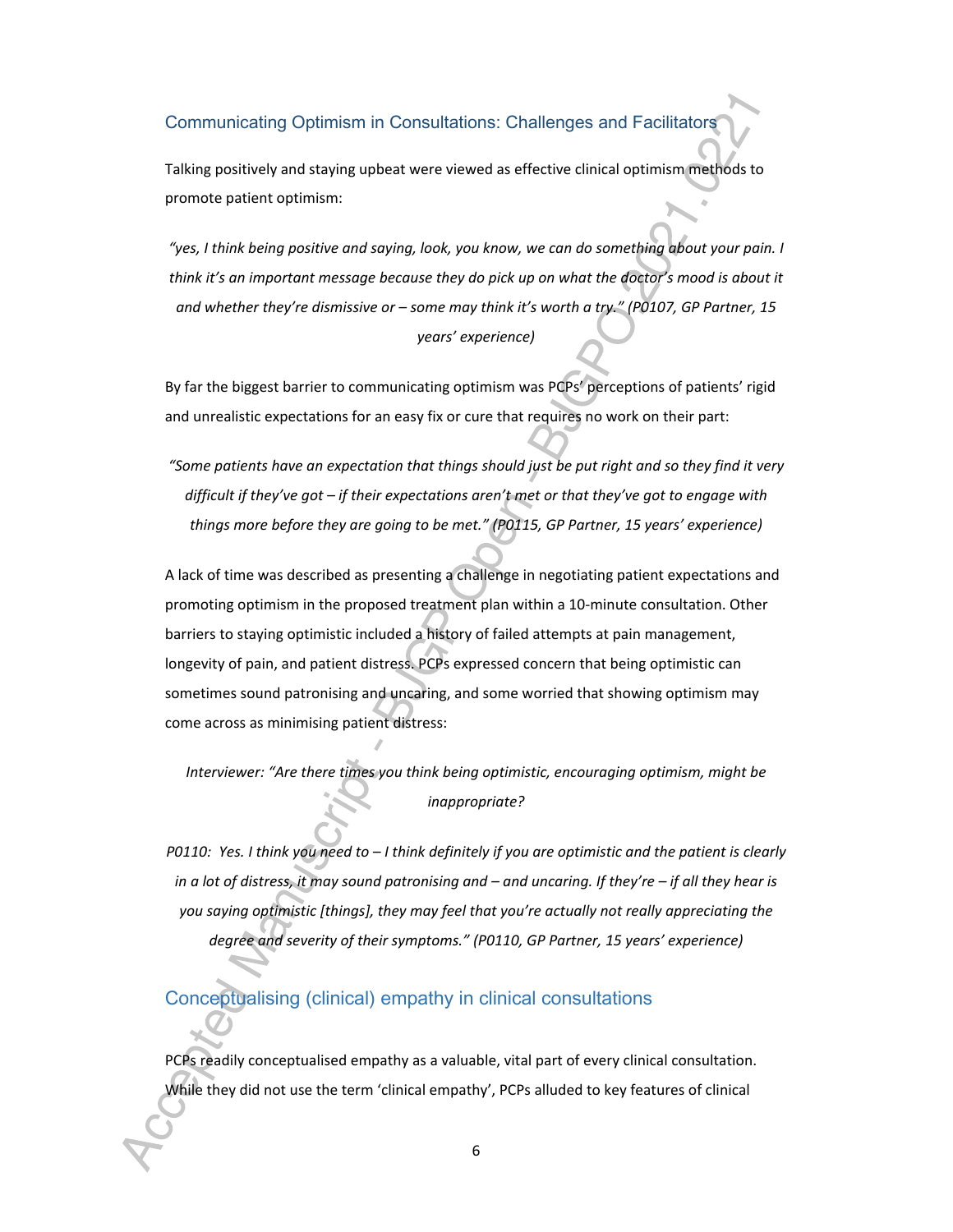### Communicating Optimism in Consultations: Challenges and Facilitators

Talking positively and staying upbeat were viewed as effective clinical optimism methods to promote patient optimism:

*"yes, I think being positive and saying, look, you know, we can do something about your pain. I think it's an important message because they do pick up on what the doctor's mood is about it and whether they're dismissive or – some may think it's worth a try." (P0107, GP Partner, 15 years' experience)*

By far the biggest barrier to communicating optimism was PCPs' perceptions of patients' rigid and unrealistic expectations for an easy fix or cure that requires no work on their part:

*"Some patients have an expectation that things should just be put right and so they find it very difficult if they've got – if their expectations aren't met or that they've got to engage with things more before they are going to be met." (P0115, GP Partner, 15 years' experience)*

A lack of time was described as presenting a challenge in negotiating patient expectations and promoting optimism in the proposed treatment plan within a 10-minute consultation. Other barriers to staying optimistic included a history of failed attempts at pain management, longevity of pain, and patient distress. PCPs expressed concern that being optimistic can sometimes sound patronising and uncaring, and some worried that showing optimism may come across as minimising patient distress:

*Interviewer: "Are there times you think being optimistic, encouraging optimism, might be inappropriate?*

*P0110: Yes. I think you need to – I think definitely if you are optimistic and the patient is clearly in a lot of distress, it may sound patronising and – and uncaring. If they're – if all they hear is you saying optimistic [things], they may feel that you're actually not really appreciating the degree and severity of their symptoms." (P0110, GP Partner, 15 years' experience)*

### Conceptualising (clinical) empathy in clinical consultations

PCPs readily conceptualised empathy as a valuable, vital part of every clinical consultation. While they did not use the term 'clinical empathy', PCPs alluded to key features of clinical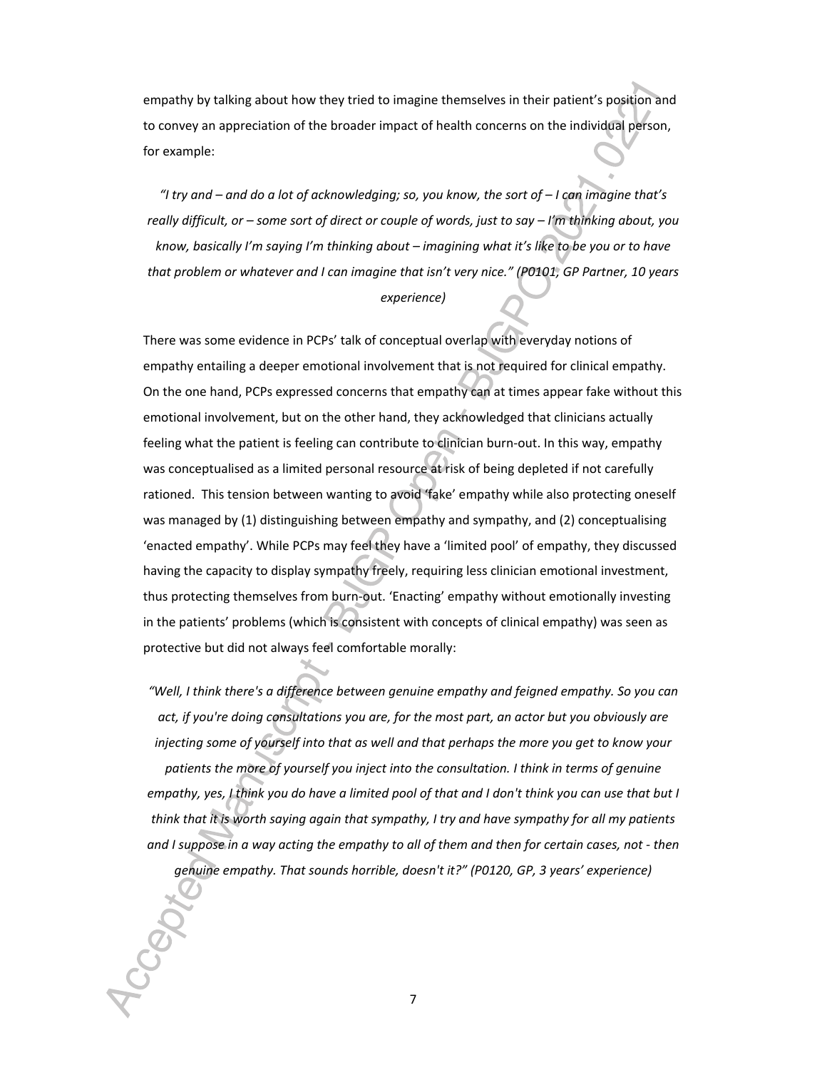empathy by talking about how they tried to imagine themselves in their patient's position and to convey an appreciation of the broader impact of health concerns on the individual person, for example:

*"I try and – and do a lot of acknowledging; so, you know, the sort of – I can imagine that's really difficult, or – some sort of direct or couple of words, just to say – I'm thinking about, you know, basically I'm saying I'm thinking about – imagining what it's like to be you or to have that problem or whatever and I can imagine that isn't very nice." (P0101, GP Partner, 10 years experience)*

There was some evidence in PCPs' talk of conceptual overlap with everyday notions of empathy entailing a deeper emotional involvement that is not required for clinical empathy. On the one hand, PCPs expressed concerns that empathy can at times appear fake without this emotional involvement, but on the other hand, they acknowledged that clinicians actually feeling what the patient is feeling can contribute to clinician burn-out. In this way, empathy was conceptualised as a limited personal resource at risk of being depleted if not carefully rationed. This tension between wanting to avoid 'fake' empathy while also protecting oneself was managed by (1) distinguishing between empathy and sympathy, and (2) conceptualising 'enacted empathy'. While PCPs may feel they have a 'limited pool' of empathy, they discussed having the capacity to display sympathy freely, requiring less clinician emotional investment, thus protecting themselves from burn-out. 'Enacting' empathy without emotionally investing in the patients' problems (which is consistent with concepts of clinical empathy) was seen as protective but did not always feel comfortable morally:

*"Well, I think there's a difference between genuine empathy and feigned empathy. So you can act, if you're doing consultations you are, for the most part, an actor but you obviously are injecting some of yourself into that as well and that perhaps the more you get to know your patients the more of yourself you inject into the consultation. I think in terms of genuine empathy, yes, I think you do have a limited pool of that and I don't think you can use that but I think that it is worth saying again that sympathy, I try and have sympathy for all my patients and I suppose in a way acting the empathy to all of them and then for certain cases, not - then genuine empathy. That sounds horrible, doesn't it?" (P0120, GP, 3 years' experience)*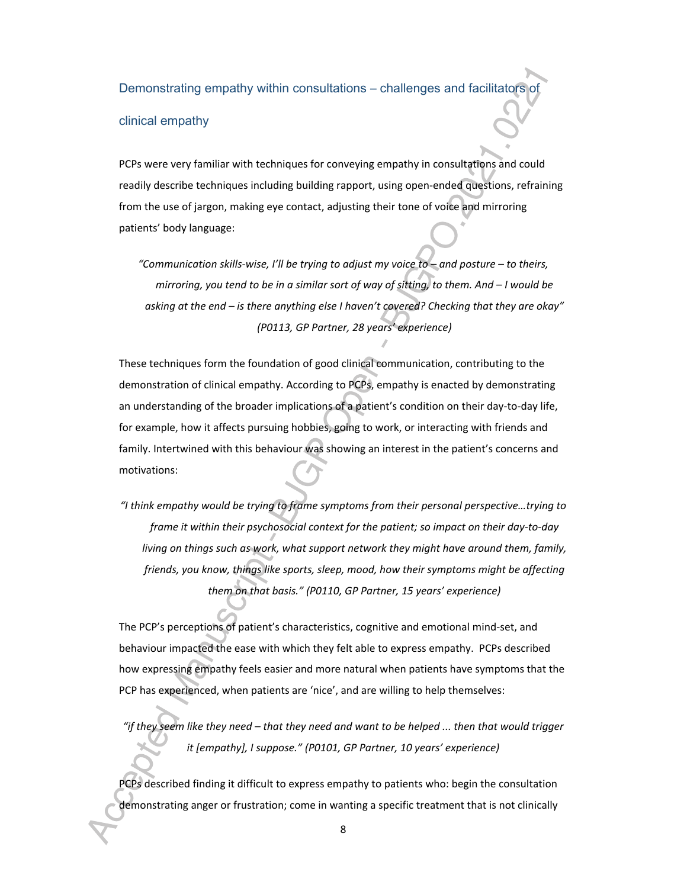### Demonstrating empathy within consultations – challenges and facilitators of clinical empathy

PCPs were very familiar with techniques for conveying empathy in consultations and could readily describe techniques including building rapport, using open-ended questions, refraining from the use of jargon, making eye contact, adjusting their tone of voice and mirroring patients' body language:

> *"Communication skills-wise, I'll be trying to adjust my voice to – and posture – to theirs, mirroring, you tend to be in a similar sort of way of sitting, to them. And – I would be asking at the end – is there anything else I haven't covered? Checking that they are okay" (P0113, GP Partner, 28 years' experience)*

These techniques form the foundation of good clinical communication, contributing to the demonstration of clinical empathy. According to PCPs, empathy is enacted by demonstrating an understanding of the broader implications of a patient's condition on their day-to-day life, for example, how it affects pursuing hobbies, going to work, or interacting with friends and family. Intertwined with this behaviour was showing an interest in the patient's concerns and motivations:

> *"I think empathy would be trying to frame symptoms from their personal perspective…trying to frame it within their psychosocial context for the patient; so impact on their day-to-day living on things such as work, what support network they might have around them, family, friends, you know, things like sports, sleep, mood, how their symptoms might be affecting them on that basis." (P0110, GP Partner, 15 years' experience)*

The PCP's perceptions of patient's characteristics, cognitive and emotional mind-set, and behaviour impacted the ease with which they felt able to express empathy. PCPs described how expressing empathy feels easier and more natural when patients have symptoms that the PCP has experienced, when patients are 'nice', and are willing to help themselves:

> *"if they seem like they need – that they need and want to be helped ... then that would trigger it [empathy], I suppose." (P0101, GP Partner, 10 years' experience)*

PCPs described finding it difficult to express empathy to patients who: begin the consultation demonstrating anger or frustration; come in wanting a specific treatment that is not clinically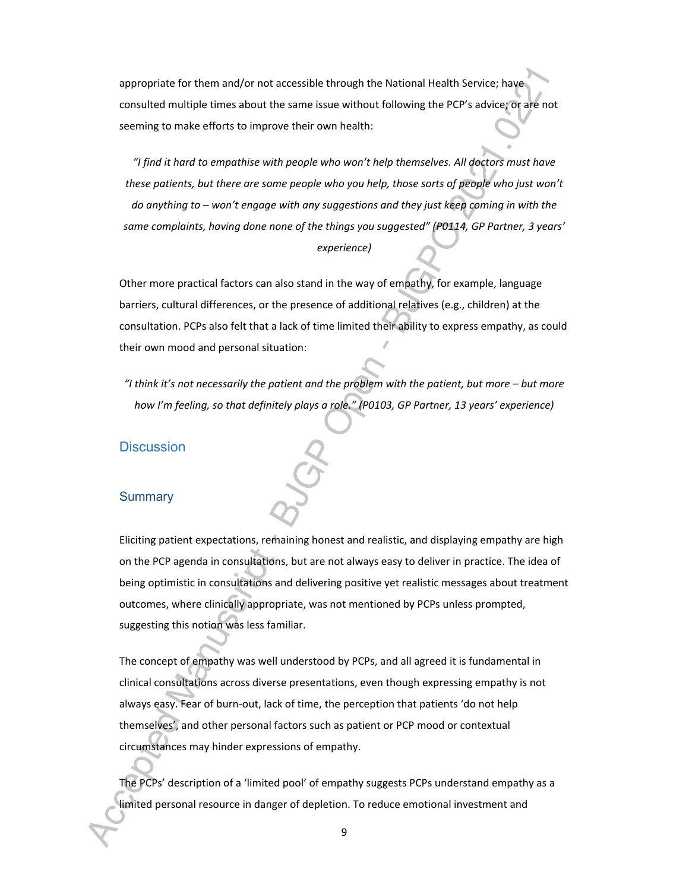appropriate for them and/or not accessible through the National Health Service; have consulted multiple times about the same issue without following the PCP's advice; or are not seeming to make efforts to improve their own health:

> *"I find it hard to empathise with people who won't help themselves. All doctors must have these patients, but there are some people who you help, those sorts of people who just won't do anything to – won't engage with any suggestions and they just keep coming in with the same complaints, having done none of the things you suggested" (P0114, GP Partner, 3 years' experience)*

Other more practical factors can also stand in the way of empathy, for example, language barriers, cultural differences, or the presence of additional relatives (e.g., children) at the consultation. PCPs also felt that a lack of time limited their ability to express empathy, as could their own mood and personal situation:

> *"I think it's not necessarily the patient and the problem with the patient, but more – but more how I'm feeling, so that definitely plays a role." (P0103, GP Partner, 13 years' experience)*

## Discussion

### Summary

Eliciting patient expectations, remaining honest and realistic, and displaying empathy are high on the PCP agenda in consultations, but are not always easy to deliver in practice. The idea of being optimistic in consultations and delivering positive yet realistic messages about treatment outcomes, where clinically appropriate, was not mentioned by PCPs unless prompted, suggesting this notion was less familiar.

The concept of empathy was well understood by PCPs, and all agreed it is fundamental in clinical consultations across diverse presentations, even though expressing empathy is not always easy. Fear of burn-out, lack of time, the perception that patients 'do not help themselves', and other personal factors such as patient or PCP mood and contextual circumstances may hinder expressions of empathy.

The PCPs' description of a 'limited pool' of empathy suggests PCPs understand empathy as a limited personal resource in danger of depletion. To reduce emotional investment and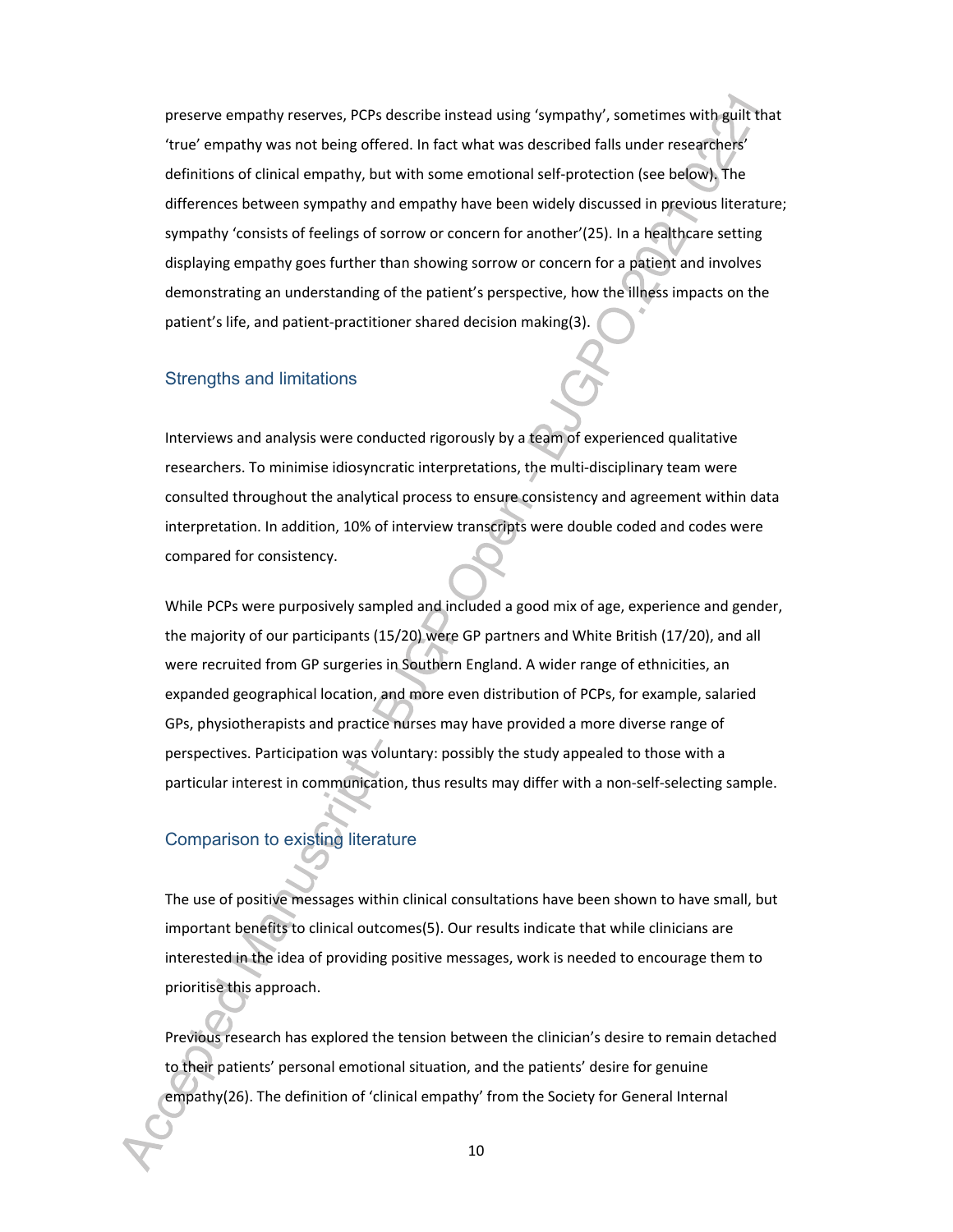preserve empathy reserves, PCPs describe instead using 'sympathy', sometimes with guilt that 'true' empathy was not being offered. In fact what was described falls under researchers' definitions of clinical empathy, but with some emotional self-protection (see below). The differences between sympathy and empathy have been widely discussed in previous literature; sympathy 'consists of feelings of sorrow or concern for another'(25). In a healthcare setting displaying empathy goes further than showing sorrow or concern for a patient and involves demonstrating an understanding of the patient's perspective, how the illness impacts on the patient's life, and patient-practitioner shared decision making(3).

## Strengths and limitations

Interviews and analysis were conducted rigorously by a team of experienced qualitative researchers. To minimise idiosyncratic interpretations, the multi-disciplinary team were consulted throughout the analytical process to ensure consistency and agreement within data interpretation. In addition, 10% of interview transcripts were double coded and codes were compared for consistency.

While PCPs were purposively sampled and included a good mix of age, experience and gender, the majority of our participants (15/20) were GP partners and White British (17/20), and all were recruited from GP surgeries in Southern England. A wider range of ethnicities, an expanded geographical location, and more even distribution of PCPs, for example, salaried GPs, physiotherapists and practice nurses may have provided a more diverse range of perspectives. Participation was voluntary: possibly the study appealed to those with a particular interest in communication, thus results may differ with a non-self-selecting sample.

## Comparison to existing literature

The use of positive messages within clinical consultations have been shown to have small, but important benefits to clinical outcomes(5). Our results indicate that while clinicians are interested in the idea of providing positive messages, work is needed to encourage them to prioritise this approach.

Previous research has explored the tension between the clinician's desire to remain detached to their patients' personal emotional situation, and the patients' desire for genuine empathy(26). The definition of 'clinical empathy' from the Society for General Internal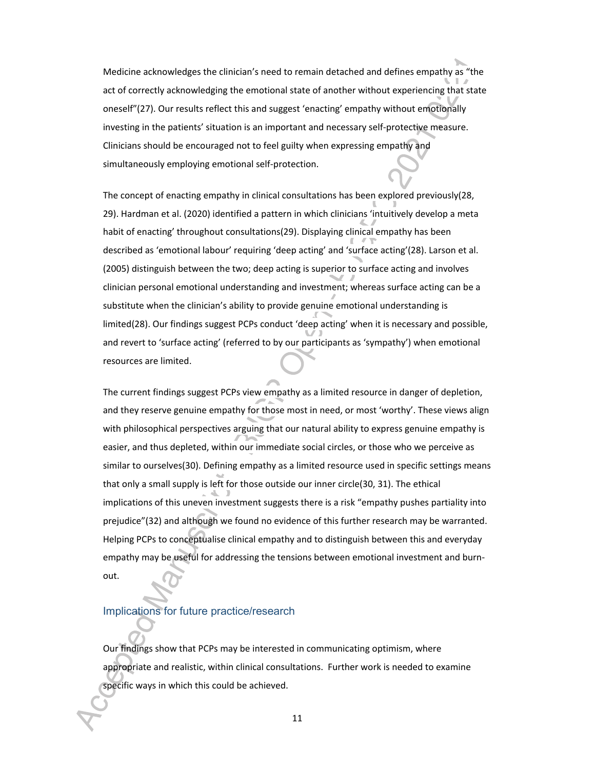Medicine acknowledges the clinician's need to remain detached and defines empathy as "the act of correctly acknowledging the emotional state of another without experiencing that state oneself"(27). Our results reflect this and suggest 'enacting' empathy without emotionally investing in the patients' situation is an important and necessary self-protective measure. Clinicians should be encouraged not to feel guilty when expressing empathy and simultaneously employing emotional self-protection.

The concept of enacting empathy in clinical consultations has been explored previously(28, 29). Hardman et al. (2020) identified a pattern in which clinicians 'intuitively develop a meta habit of enacting' throughout consultations(29). Displaying clinical empathy has been described as 'emotional labour' requiring 'deep acting' and 'surface acting'(28). Larson et al. (2005) distinguish between the two; deep acting is superior to surface acting and involves clinician personal emotional understanding and investment; whereas surface acting can be a substitute when the clinician's ability to provide genuine emotional understanding is limited(28). Our findings suggest PCPs conduct 'deep acting' when it is necessary and possible, and revert to 'surface acting' (referred to by our participants as 'sympathy') when emotional resources are limited.

The current findings suggest PCPs view empathy as a limited resource in danger of depletion, and they reserve genuine empathy for those most in need, or most 'worthy'. These views align with philosophical perspectives arguing that our natural ability to express genuine empathy is easier, and thus depleted, within our immediate social circles, or those who we perceive as similar to ourselves(30). Defining empathy as a limited resource used in specific settings means that only a small supply is left for those outside our inner circle(30, 31). The ethical implications of this uneven investment suggests there is a risk "empathy pushes partiality into prejudice"(32) and although we found no evidence of this further research may be warranted. Helping PCPs to conceptualise clinical empathy and to distinguish between this and everyday empathy may be useful for addressing the tensions between emotional investment and burn-out.

## Implications for future practice/research

Our findings show that PCPs may be interested in communicating optimism, where appropriate and realistic, within clinical consultations. Further work is needed to examine specific ways in which this could be achieved.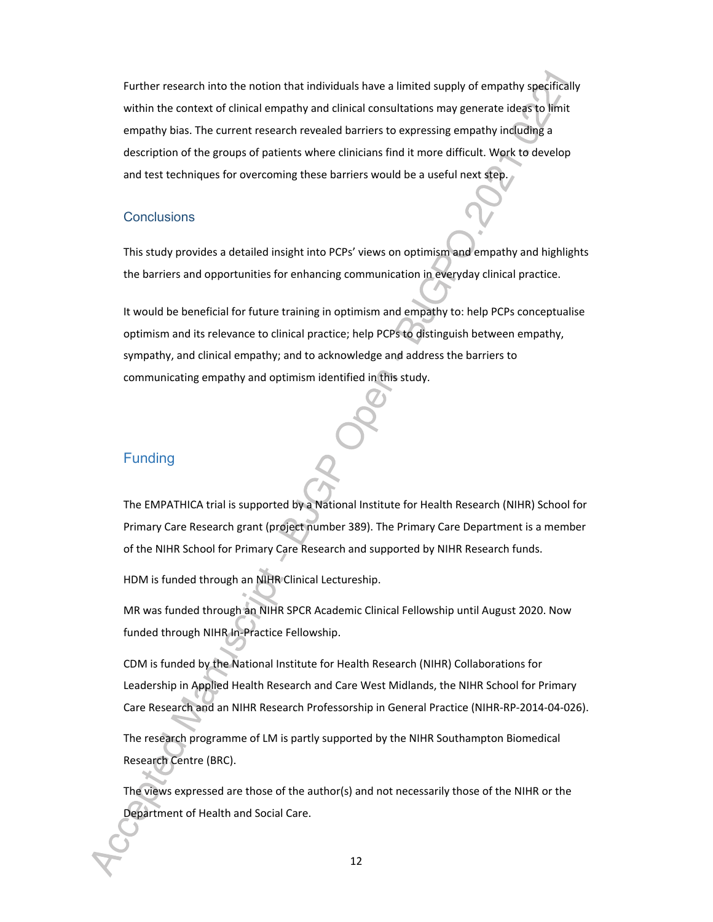Further research into the notion that individuals have a limited supply of empathy specifically within the context of clinical empathy and clinical consultations may generate ideas to limit empathy bias. The current research revealed barriers to expressing empathy including a description of the groups of patients where clinicians find it more difficult. Work to develop and test techniques for overcoming these barriers would be a useful next step.

## Conclusions

This study provides a detailed insight into PCPs' views on optimism and empathy and highlights the barriers and opportunities for enhancing communication in everyday clinical practice.

It would be beneficial for future training in optimism and empathy to: help PCPs conceptualise optimism and its relevance to clinical practice; help PCPs to distinguish between empathy, sympathy, and clinical empathy; and to acknowledge and address the barriers to communicating empathy and optimism identified in this study.

## Funding

The EMPATHICA trial is supported by a National Institute for Health Research (NIHR) School for Primary Care Research grant (project number 389). The Primary Care Department is a member of the NIHR School for Primary Care Research and supported by NIHR Research funds.

HDM is funded through an NIHR Clinical Lectureship.

MR was funded through an NIHR SPCR Academic Clinical Fellowship until August 2020. Now funded through NIHR In-Practice Fellowship.

CDM is funded by the National Institute for Health Research (NIHR) Collaborations for Leadership in Applied Health Research and Care West Midlands, the NIHR School for Primary Care Research and an NIHR Research Professorship in General Practice (NIHR-RP-2014-04-026).

The research programme of LM is partly supported by the NIHR Southampton Biomedical Research Centre (BRC).

The views expressed are those of the author(s) and not necessarily those of the NIHR or the Department of Health and Social Care.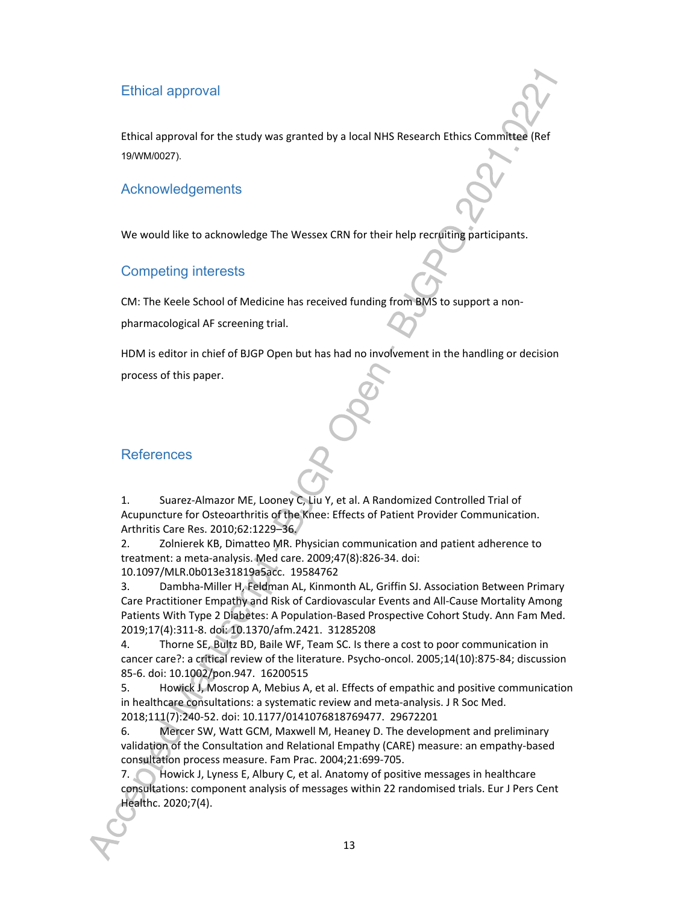## Ethical approval

Ethical approval for the study was granted by a local NHS Research Ethics Committee (Ref 19/WM/0027).

## Acknowledgements

We would like to acknowledge The Wessex CRN for their help recruiting participants.

## Competing interests

CM: The Keele School of Medicine has received funding from BMS to support a non-pharmacological AF screening trial.

HDM is editor in chief of BJGP Open but has had no involvement in the handling or decision process of this paper.

## References

1. Suarez-Almazor ME, Looney C, Liu Y, et al. A Randomized Controlled Trial of Acupuncture for Osteoarthritis of the Knee: Effects of Patient Provider Communication. Arthritis Care Res. 2010;62:1229–36.
2. Zolnierek KB, Dimatteo MR. Physician communication and patient adherence to treatment: a meta-analysis. Med care. 2009;47(8):826-34. doi: 10.1097/MLR.0b013e31819a5acc. 19584762
3. Dambha-Miller H, Feldman AL, Kinmonth AL, Griffin SJ. Association Between Primary Care Practitioner Empathy and Risk of Cardiovascular Events and All-Cause Mortality Among Patients With Type 2 Diabetes: A Population-Based Prospective Cohort Study. Ann Fam Med. 2019;17(4):311-8. doi: 10.1370/afm.2421. 31285208
4. Thorne SE, Bultz BD, Baile WF, Team SC. Is there a cost to poor communication in cancer care?: a critical review of the literature. Psycho-oncol. 2005;14(10):875-84; discussion 85-6. doi: 10.1002/pon.947. 16200515
5. Howick J, Moscrop A, Mebius A, et al. Effects of empathic and positive communication in healthcare consultations: a systematic review and meta-analysis. J R Soc Med. 2018;111(7):240-52. doi: 10.1177/0141076818769477. 29672201
6. Mercer SW, Watt GCM, Maxwell M, Heaney D. The development and preliminary validation of the Consultation and Relational Empathy (CARE) measure: an empathy-based consultation process measure. Fam Prac. 2004;21:699-705.
7. Howick J, Lyness E, Albury C, et al. Anatomy of positive messages in healthcare consultations: component analysis of messages within 22 randomised trials. Eur J Pers Cent Healthc. 2020;7(4).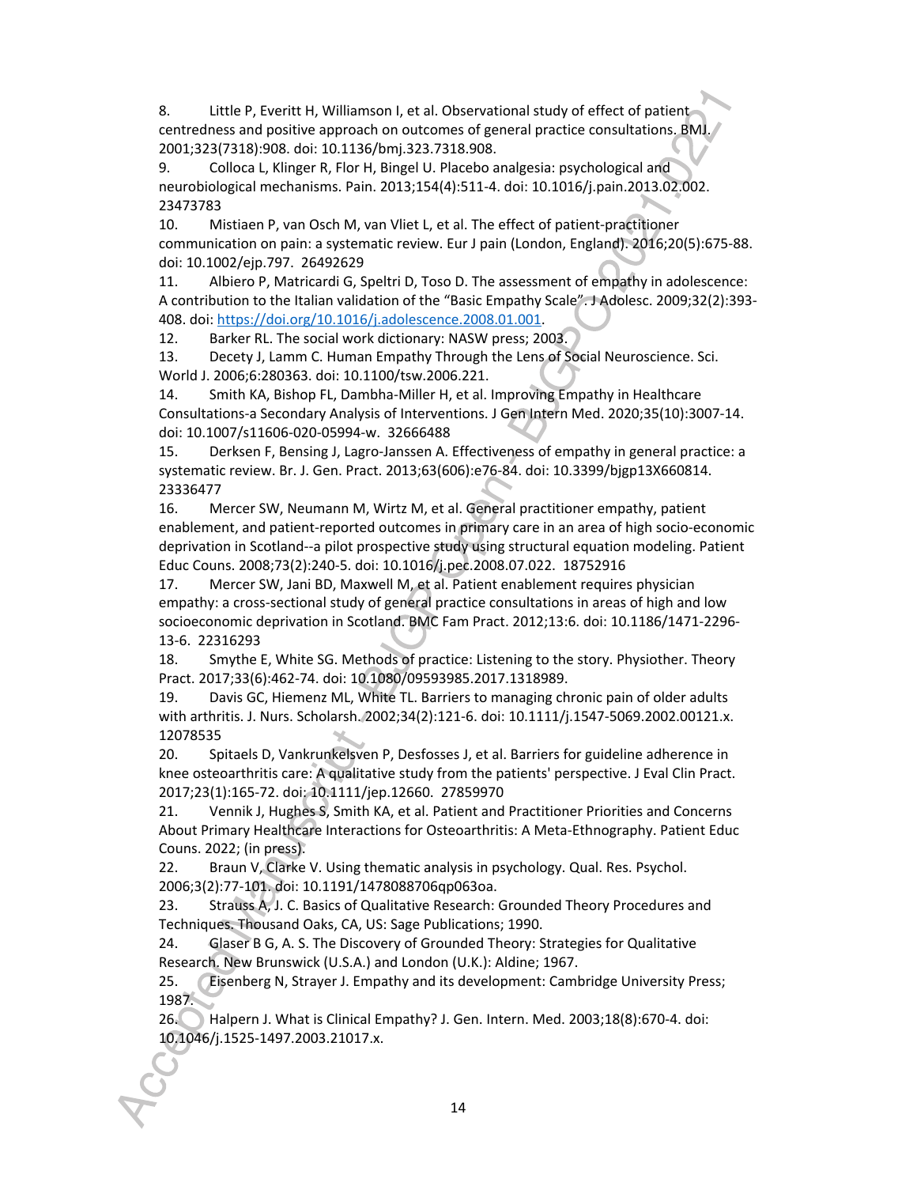8. Little P, Everitt H, Williamson I, et al. Observational study of effect of patient centredness and positive approach on outcomes of general practice consultations. BMJ. 2001;323(7318):908. doi: 10.1136/bmj.323.7318.908.

9. Colloca L, Klinger R, Flor H, Bingel U. Placebo analgesia: psychological and neurobiological mechanisms. Pain. 2013;154(4):511-4. doi: 10.1016/j.pain.2013.02.002. 23473783

10. Mistiaen P, van Osch M, van Vliet L, et al. The effect of patient-practitioner communication on pain: a systematic review. Eur J pain (London, England). 2016;20(5):675-88. doi: 10.1002/ejp.797. 26492629

11. Albiero P, Matricardi G, Speltri D, Toso D. The assessment of empathy in adolescence: A contribution to the Italian validation of the "Basic Empathy Scale". J Adolesc. 2009;32(2):393-408. doi: https://doi.org/10.1016/j.adolescence.2008.01.001.

12. Barker RL. The social work dictionary: NASW press; 2003.

13. Decety J, Lamm C. Human Empathy Through the Lens of Social Neuroscience. Sci. World J. 2006;6:280363. doi: 10.1100/tsw.2006.221.

14. Smith KA, Bishop FL, Dambha-Miller H, et al. Improving Empathy in Healthcare Consultations-a Secondary Analysis of Interventions. J Gen Intern Med. 2020;35(10):3007-14. doi: 10.1007/s11606-020-05994-w. 32666488

15. Derksen F, Bensing J, Lagro-Janssen A. Effectiveness of empathy in general practice: a systematic review. Br. J. Gen. Pract. 2013;63(606):e76-84. doi: 10.3399/bjgp13X660814. 23336477

16. Mercer SW, Neumann M, Wirtz M, et al. General practitioner empathy, patient enablement, and patient-reported outcomes in primary care in an area of high socio-economic deprivation in Scotland--a pilot prospective study using structural equation modeling. Patient Educ Couns. 2008;73(2):240-5. doi: 10.1016/j.pec.2008.07.022. 18752916

17. Mercer SW, Jani BD, Maxwell M, et al. Patient enablement requires physician empathy: a cross-sectional study of general practice consultations in areas of high and low socioeconomic deprivation in Scotland. BMC Fam Pract. 2012;13:6. doi: 10.1186/1471-2296-13-6. 22316293

18. Smythe E, White SG. Methods of practice: Listening to the story. Physiother. Theory Pract. 2017;33(6):462-74. doi: 10.1080/09593985.2017.1318989.

19. Davis GC, Hiemenz ML, White TL. Barriers to managing chronic pain of older adults with arthritis. J. Nurs. Scholarsh. 2002;34(2):121-6. doi: 10.1111/j.1547-5069.2002.00121.x. 12078535

20. Spitaels D, Vankrunkelsven P, Desfosses J, et al. Barriers for guideline adherence in knee osteoarthritis care: A qualitative study from the patients' perspective. J Eval Clin Pract. 2017;23(1):165-72. doi: 10.1111/jep.12660. 27859970

21. Vennik J, Hughes S, Smith KA, et al. Patient and Practitioner Priorities and Concerns About Primary Healthcare Interactions for Osteoarthritis: A Meta-Ethnography. Patient Educ Couns. 2022; (in press).

22. Braun V, Clarke V. Using thematic analysis in psychology. Qual. Res. Psychol. 2006;3(2):77-101. doi: 10.1191/1478088706qp063oa.

23. Strauss A, J. C. Basics of Qualitative Research: Grounded Theory Procedures and Techniques. Thousand Oaks, CA, US: Sage Publications; 1990.

24. Glaser B G, A. S. The Discovery of Grounded Theory: Strategies for Qualitative Research. New Brunswick (U.S.A.) and London (U.K.): Aldine; 1967.

25. Eisenberg N, Strayer J. Empathy and its development: Cambridge University Press; 1987.

26. Halpern J. What is Clinical Empathy? J. Gen. Intern. Med. 2003;18(8):670-4. doi: 10.1046/j.1525-1497.2003.21017.x.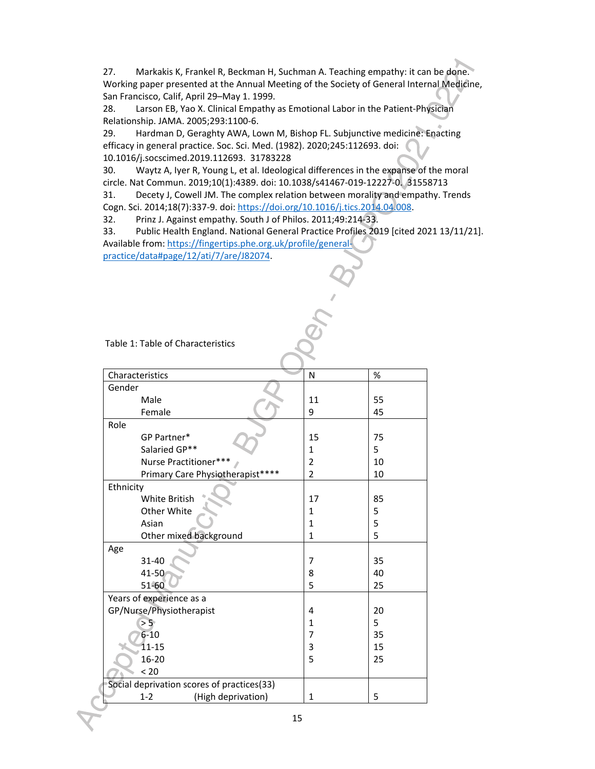27. Markakis K, Frankel R, Beckman H, Suchman A. Teaching empathy: it can be done. Working paper presented at the Annual Meeting of the Society of General Internal Medicine, San Francisco, Calif, April 29–May 1. 1999.
28. Larson EB, Yao X. Clinical Empathy as Emotional Labor in the Patient-Physician Relationship. JAMA. 2005;293:1100-6.
29. Hardman D, Geraghty AWA, Lown M, Bishop FL. Subjunctive medicine: Enacting efficacy in general practice. Soc. Sci. Med. (1982). 2020;245:112693. doi: 10.1016/j.socscimed.2019.112693. 31783228
30. Waytz A, Iyer R, Young L, et al. Ideological differences in the expanse of the moral circle. Nat Commun. 2019;10(1):4389. doi: 10.1038/s41467-019-12227-0. 31558713
31. Decety J, Cowell JM. The complex relation between morality and empathy. Trends Cogn. Sci. 2014;18(7):337-9. doi: https://doi.org/10.1016/j.tics.2014.04.008.
32. Prinz J. Against empathy. South J of Philos. 2011;49:214-33.
33. Public Health England. National General Practice Profiles 2019 [cited 2021 13/11/21]. Available from: https://fingertips.phe.org.uk/profile/general-practice/data#page/12/ati/7/are/J82074.

Table 1: Table of Characteristics

| Characteristics | N | % |
|---|---|---|
| **Gender** | | |
| Male | 11 | 55 |
| Female | 9 | 45 |
| **Role** | | |
| GP Partner* | 15 | 75 |
| Salaried GP** | 1 | 5 |
| Nurse Practitioner*** | 2 | 10 |
| Primary Care Physiotherapist**** | 2 | 10 |
| **Ethnicity** | | |
| White British | 17 | 85 |
| Other White | 1 | 5 |
| Asian | 1 | 5 |
| Other mixed background | 1 | 5 |
| **Age** | | |
| 31-40 | 7 | 35 |
| 41-50 | 8 | 40 |
| 51-60 | 5 | 25 |
| **Years of experience as a GP/Nurse/Physiotherapist** | 4 | 20 |
| > 5 | 1 | 5 |
| 6-10 | 7 | 35 |
| 11-15 | 3 | 15 |
| 16-20 | 5 | 25 |
| < 20 | | |
| **Social deprivation scores of practices(33)** | | |
| 1-2 (High deprivation) | 1 | 5 |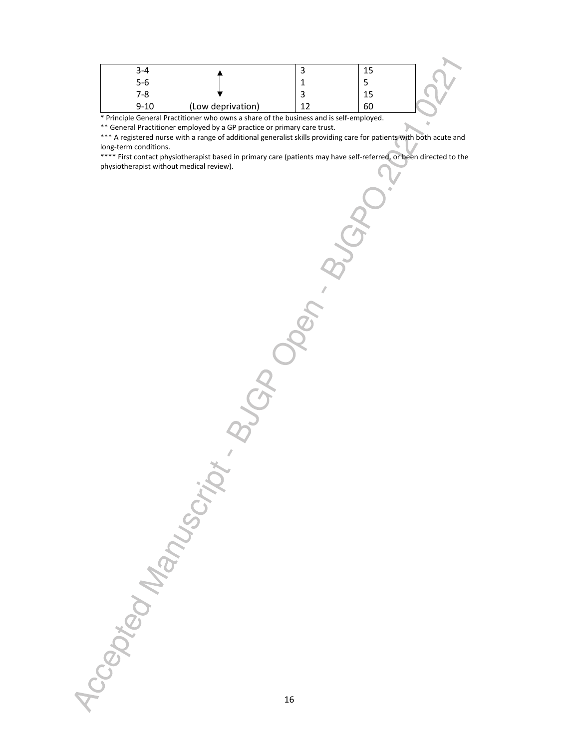| | | | |
|---|---|---|---|
| 3-4 | ▲ | 3 | 15 |
| 5-6 | │ | 1 | 5 |
| 7-8 | ▼ | 3 | 15 |
| 9-10 | (Low deprivation) | 12 | 60 |

\* Principle General Practitioner who owns a share of the business and is self-employed.

** General Practitioner employed by a GP practice or primary care trust.

*** A registered nurse with a range of additional generalist skills providing care for patients with both acute and long-term conditions.

**** First contact physiotherapist based in primary care (patients may have self-referred, or been directed to the physiotherapist without medical review).